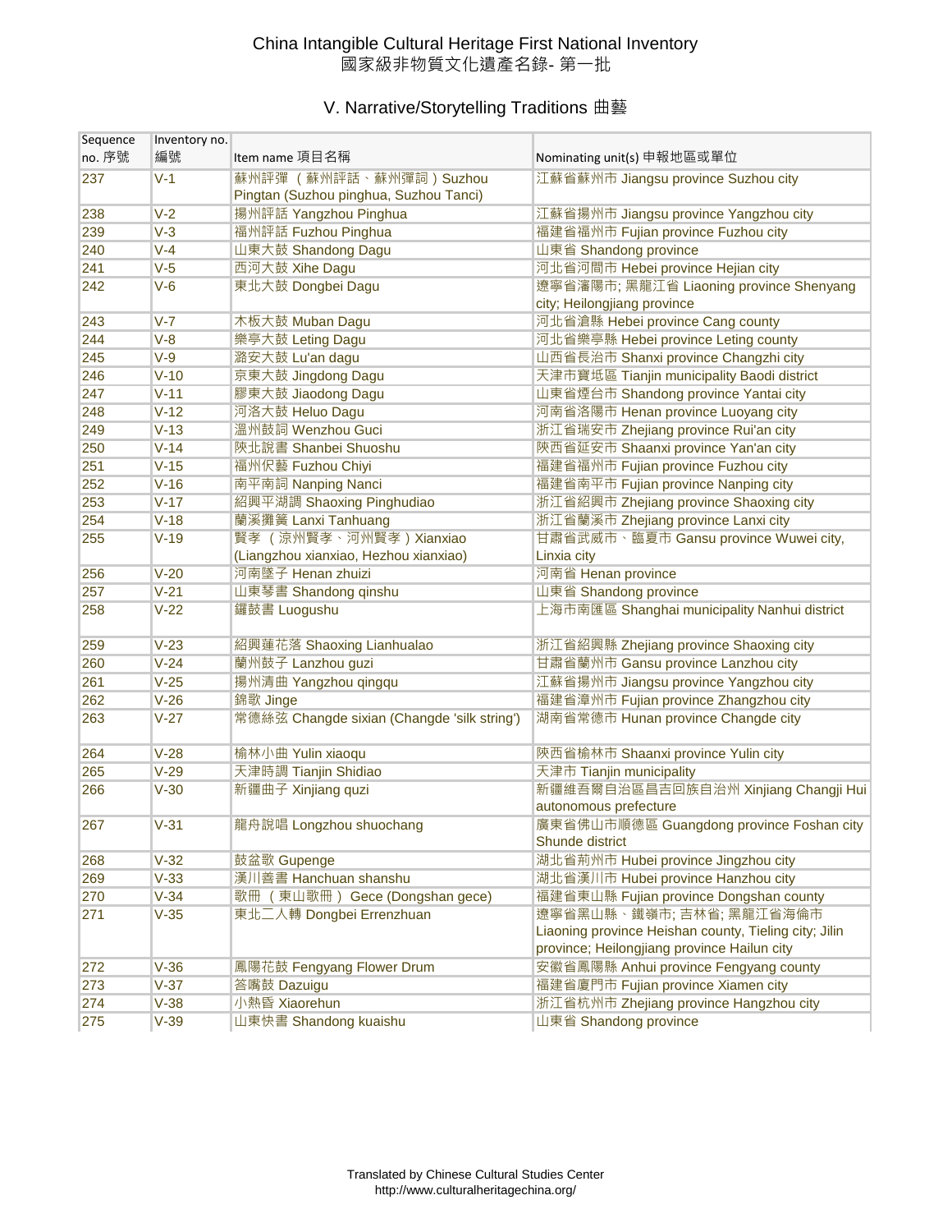# China Intangible Cultural Heritage First National Inventory
# 國家級非物質文化遺產名錄- 第一批

## V. Narrative/Storytelling Traditions 曲藝

| Sequence no. 序號 | Inventory no. 編號 | Item name 項目名稱 | Nominating unit(s) 申報地區或單位 |
|---|---|---|---|
| 237 | V-1 | 蘇州評彈 (蘇州評話、蘇州彈詞) Suzhou Pingtan (Suzhou pinghua, Suzhou Tanci) | 江蘇省蘇州市 Jiangsu province Suzhou city |
| 238 | V-2 | 揚州評話 Yangzhou Pinghua | 江蘇省揚州市 Jiangsu province Yangzhou city |
| 239 | V-3 | 福州評話 Fuzhou Pinghua | 福建省福州市 Fujian province Fuzhou city |
| 240 | V-4 | 山東大鼓 Shandong Dagu | 山東省 Shandong province |
| 241 | V-5 | 西河大鼓 Xihe Dagu | 河北省河間市 Hebei province Hejian city |
| 242 | V-6 | 東北大鼓 Dongbei Dagu | 遼寧省瀋陽市; 黑龍江省 Liaoning province Shenyang city; Heilongjiang province |
| 243 | V-7 | 木板大鼓 Muban Dagu | 河北省滄縣 Hebei province Cang county |
| 244 | V-8 | 樂亭大鼓 Leting Dagu | 河北省樂亭縣 Hebei province Leting county |
| 245 | V-9 | 潞安大鼓 Lu'an dagu | 山西省長治市 Shanxi province Changzhi city |
| 246 | V-10 | 京東大鼓 Jingdong Dagu | 天津市寶坻區 Tianjin municipality Baodi district |
| 247 | V-11 | 膠東大鼓 Jiaodong Dagu | 山東省煙台市 Shandong province Yantai city |
| 248 | V-12 | 河洛大鼓 Heluo Dagu | 河南省洛陽市 Henan province Luoyang city |
| 249 | V-13 | 溫州鼓詞 Wenzhou Guci | 浙江省瑞安市 Zhejiang province Rui'an city |
| 250 | V-14 | 陝北說書 Shanbei Shuoshu | 陝西省延安市 Shaanxi province Yan'an city |
| 251 | V-15 | 福州伬藝 Fuzhou Chiyi | 福建省福州市 Fujian province Fuzhou city |
| 252 | V-16 | 南平南詞 Nanping Nanci | 福建省南平市 Fujian province Nanping city |
| 253 | V-17 | 紹興平湖調 Shaoxing Pinghudiao | 浙江省紹興市 Zhejiang province Shaoxing city |
| 254 | V-18 | 蘭溪攤簧 Lanxi Tanhuang | 浙江省蘭溪市 Zhejiang province Lanxi city |
| 255 | V-19 | 賢孝 (涼州賢孝、河州賢孝) Xianxiao (Liangzhou xianxiao, Hezhou xianxiao) | 甘肅省武威市、臨夏市 Gansu province Wuwei city, Linxia city |
| 256 | V-20 | 河南墜子 Henan zhuizi | 河南省 Henan province |
| 257 | V-21 | 山東琴書 Shandong qinshu | 山東省 Shandong province |
| 258 | V-22 | 鑼鼓書 Luogushu | 上海市南匯區 Shanghai municipality Nanhui district |
| 259 | V-23 | 紹興蓮花落 Shaoxing Lianhualao | 浙江省紹興縣 Zhejiang province Shaoxing city |
| 260 | V-24 | 蘭州鼓子 Lanzhou guzi | 甘肅省蘭州市 Gansu province Lanzhou city |
| 261 | V-25 | 揚州清曲 Yangzhou qingqu | 江蘇省揚州市 Jiangsu province Yangzhou city |
| 262 | V-26 | 錦歌 Jinge | 福建省漳州市 Fujian province Zhangzhou city |
| 263 | V-27 | 常德絲弦 Changde sixian (Changde 'silk string') | 湖南省常德市 Hunan province Changde city |
| 264 | V-28 | 榆林小曲 Yulin xiaoqu | 陝西省榆林市 Shaanxi province Yulin city |
| 265 | V-29 | 天津時調 Tianjin Shidiao | 天津市 Tianjin municipality |
| 266 | V-30 | 新疆曲子 Xinjiang quzi | 新疆維吾爾自治區昌吉回族自治州 Xinjiang Changji Hui autonomous prefecture |
| 267 | V-31 | 龍舟說唱 Longzhou shuochang | 廣東省佛山市順德區 Guangdong province Foshan city Shunde district |
| 268 | V-32 | 鼓盆歌 Gupenge | 湖北省荊州市 Hubei province Jingzhou city |
| 269 | V-33 | 漢川善書 Hanchuan shanshu | 湖北省漢川市 Hubei province Hanzhou city |
| 270 | V-34 | 歌冊 (東山歌冊) Gece (Dongshan gece) | 福建省東山縣 Fujian province Dongshan county |
| 271 | V-35 | 東北二人轉 Dongbei Errenzhuan | 遼寧省黑山縣、鐵嶺市; 吉林省; 黑龍江省海倫市 Liaoning province Heishan county, Tieling city; Jilin province; Heilongjiang province Hailun city |
| 272 | V-36 | 鳳陽花鼓 Fengyang Flower Drum | 安徽省鳳陽縣 Anhui province Fengyang county |
| 273 | V-37 | 答嘴鼓 Dazuigu | 福建省廈門市 Fujian province Xiamen city |
| 274 | V-38 | 小熱昏 Xiaorehun | 浙江省杭州市 Zhejiang province Hangzhou city |
| 275 | V-39 | 山東快書 Shandong kuaishu | 山東省 Shandong province |

Translated by Chinese Cultural Studies Center
http://www.culturalheritagechina.org/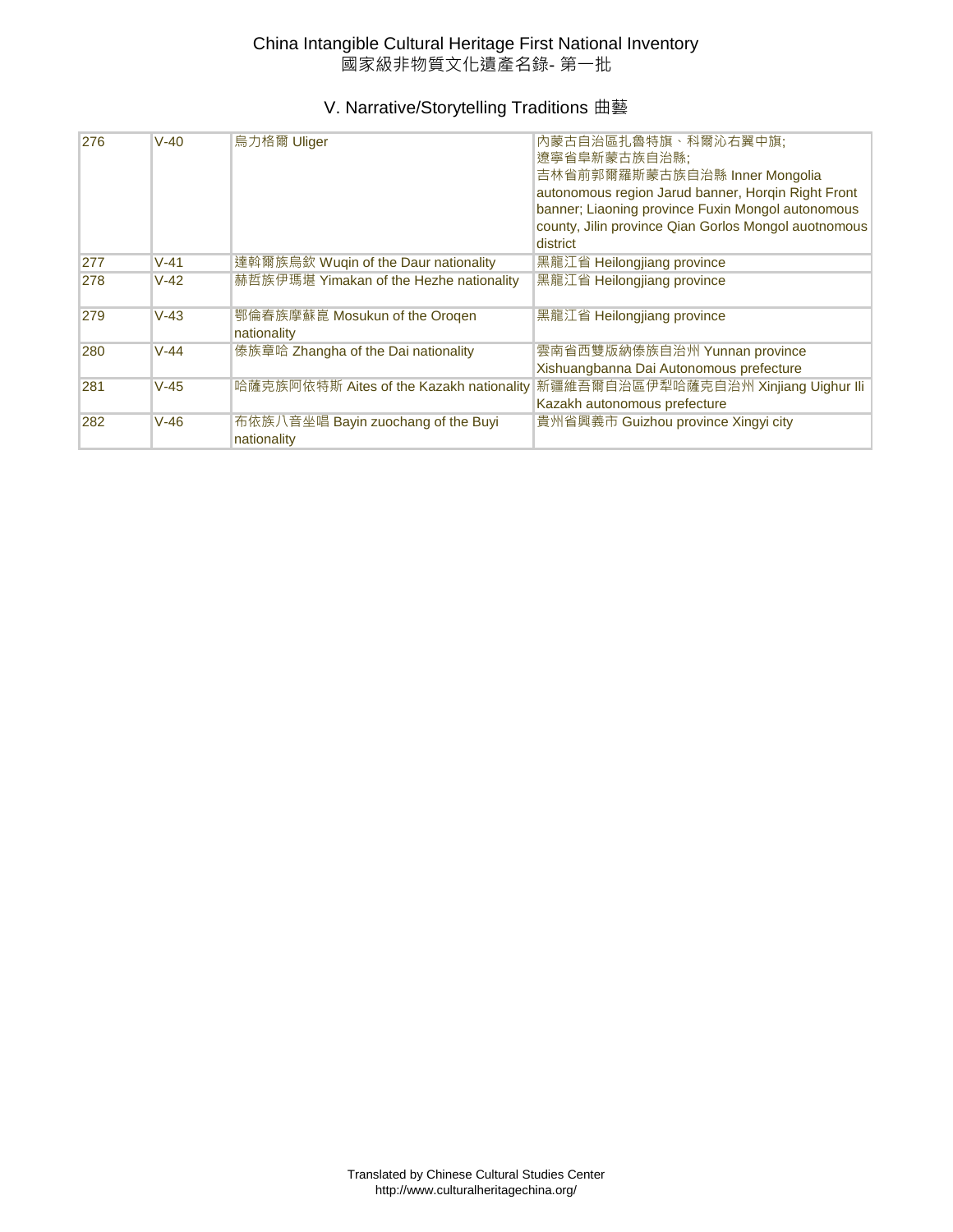# China Intangible Cultural Heritage First National Inventory
# 國家級非物質文化遺產名錄- 第一批

## V. Narrative/Storytelling Traditions 曲藝

| | | | |
|---|---|---|---|
| 276 | V-40 | 烏力格爾 Uliger | 內蒙古自治區扎魯特旗、科爾沁右翼中旗;<br>遼寧省阜新蒙古族自治縣;<br>吉林省前郭爾羅斯蒙古族自治縣 Inner Mongolia autonomous region Jarud banner, Horqin Right Front banner; Liaoning province Fuxin Mongol autonomous county, Jilin province Qian Gorlos Mongol auotnomous district |
| 277 | V-41 | 達斡爾族烏欽 Wuqin of the Daur nationality | 黑龍江省 Heilongjiang province |
| 278 | V-42 | 赫哲族伊瑪堪 Yimakan of the Hezhe nationality | 黑龍江省 Heilongjiang province |
| 279 | V-43 | 鄂倫春族摩蘇崑 Mosukun of the Oroqen nationality | 黑龍江省 Heilongjiang province |
| 280 | V-44 | 傣族章哈 Zhangha of the Dai nationality | 雲南省西雙版納傣族自治州 Yunnan province Xishuangbanna Dai Autonomous prefecture |
| 281 | V-45 | 哈薩克族阿依特斯 Aites of the Kazakh nationality | 新疆維吾爾自治區伊犁哈薩克自治州 Xinjiang Uighur Ili Kazakh autonomous prefecture |
| 282 | V-46 | 布依族八音坐唱 Bayin zuochang of the Buyi nationality | 貴州省興義市 Guizhou province Xingyi city |

Translated by Chinese Cultural Studies Center
http://www.culturalheritagechina.org/